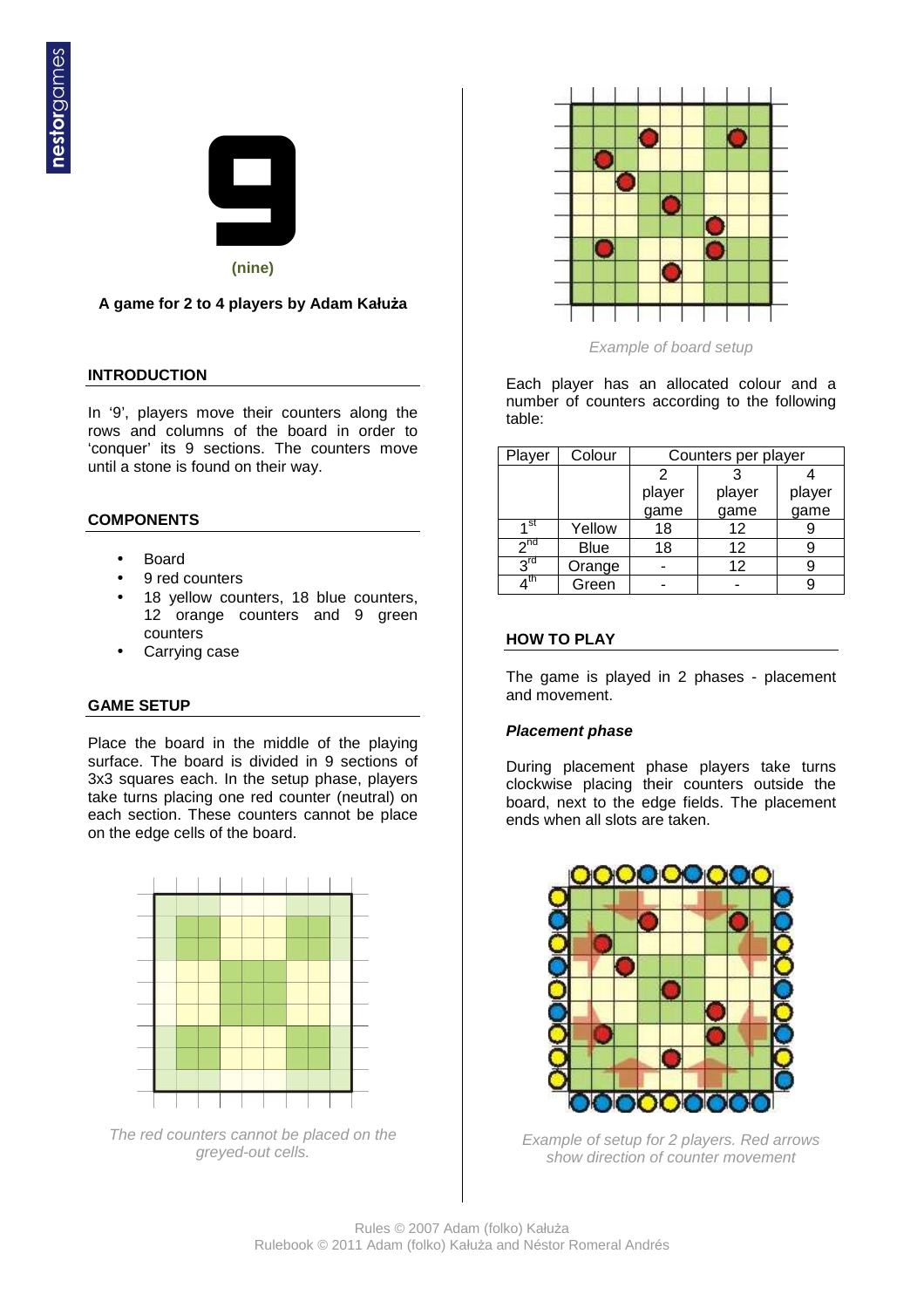# 9

**(nine)**

**A game for 2 to 4 players by Adam Kałuża**

## INTRODUCTION

In '9', players move their counters along the rows and columns of the board in order to 'conquer' its 9 sections. The counters move until a stone is found on their way.

## COMPONENTS

- Board
- 9 red counters
- 18 yellow counters, 18 blue counters, 12 orange counters and 9 green counters
- Carrying case

## GAME SETUP

Place the board in the middle of the playing surface. The board is divided in 9 sections of 3x3 squares each. In the setup phase, players take turns placing one red counter (neutral) on each section. These counters cannot be place on the edge cells of the board.

*The red counters cannot be placed on the greyed-out cells.*

*Example of board setup*

Each player has an allocated colour and a number of counters according to the following table:

| Player | Colour | Counters per player | | |
|---|---|---|---|---|
| | | 2 player game | 3 player game | 4 player game |
| 1st | Yellow | 18 | 12 | 9 |
| 2nd | Blue | 18 | 12 | 9 |
| 3rd | Orange | - | 12 | 9 |
| 4th | Green | - | - | 9 |

## HOW TO PLAY

The game is played in 2 phases - placement and movement.

### *Placement phase*

During placement phase players take turns clockwise placing their counters outside the board, next to the edge fields. The placement ends when all slots are taken.

*Example of setup for 2 players. Red arrows show direction of counter movement*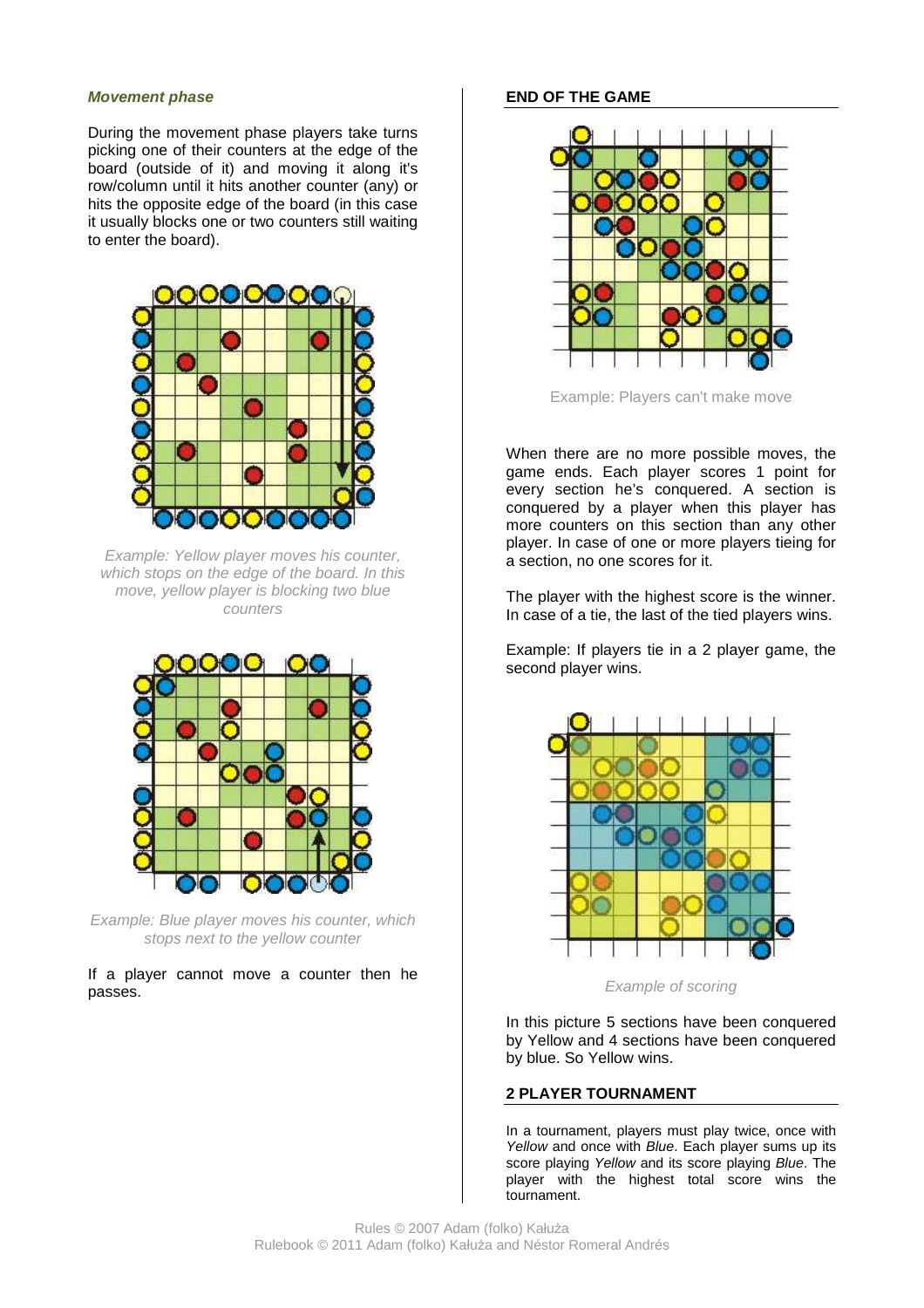### *Movement phase*

During the movement phase players take turns picking one of their counters at the edge of the board (outside of it) and moving it along it's row/column until it hits another counter (any) or hits the opposite edge of the board (in this case it usually blocks one or two counters still waiting to enter the board).

*Example: Yellow player moves his counter, which stops on the edge of the board. In this move, yellow player is blocking two blue counters*

*Example: Blue player moves his counter, which stops next to the yellow counter*

If a player cannot move a counter then he passes.

### END OF THE GAME

Example: Players can't make move

When there are no more possible moves, the game ends. Each player scores 1 point for every section he's conquered. A section is conquered by a player when this player has more counters on this section than any other player. In case of one or more players tieing for a section, no one scores for it.

The player with the highest score is the winner. In case of a tie, the last of the tied players wins.

Example: If players tie in a 2 player game, the second player wins.

*Example of scoring*

In this picture 5 sections have been conquered by Yellow and 4 sections have been conquered by blue. So Yellow wins.

### 2 PLAYER TOURNAMENT

In a tournament, players must play twice, once with *Yellow* and once with *Blue*. Each player sums up its score playing *Yellow* and its score playing *Blue*. The player with the highest total score wins the tournament.

Rules © 2007 Adam (folko) Kałuża
Rulebook © 2011 Adam (folko) Kałuża and Néstor Romeral Andrés